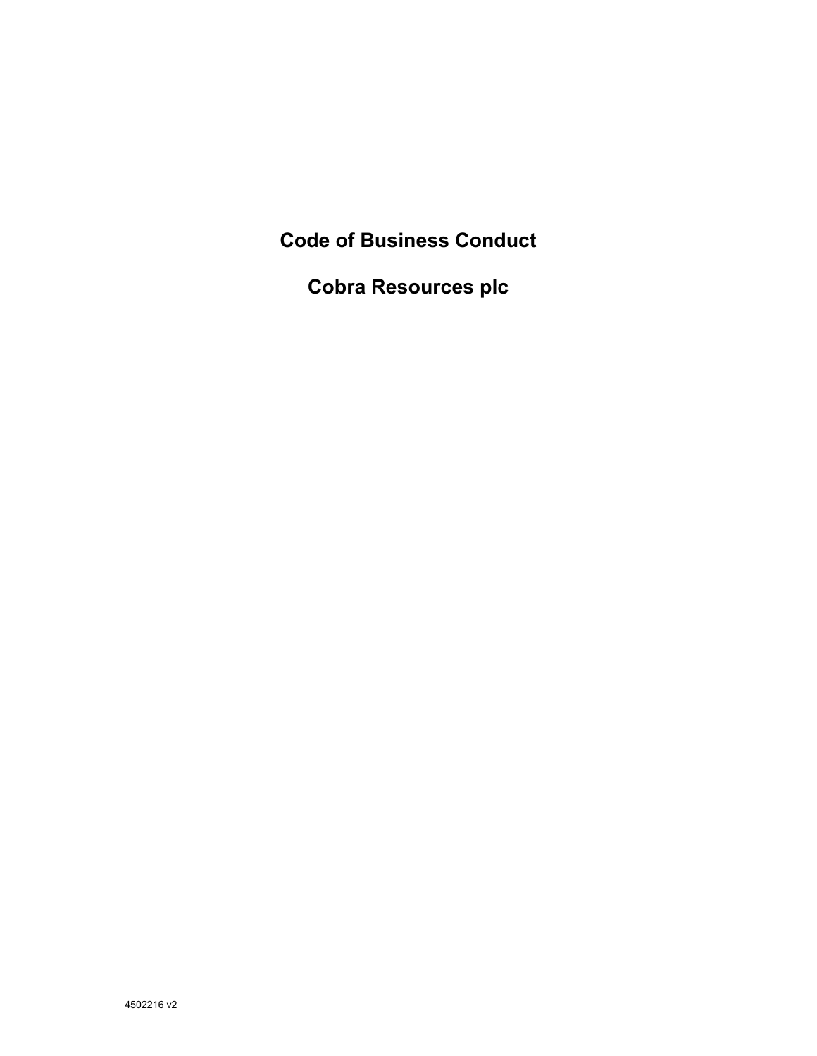# Code of Business Conduct

# Cobra Resources plc

4502216 v2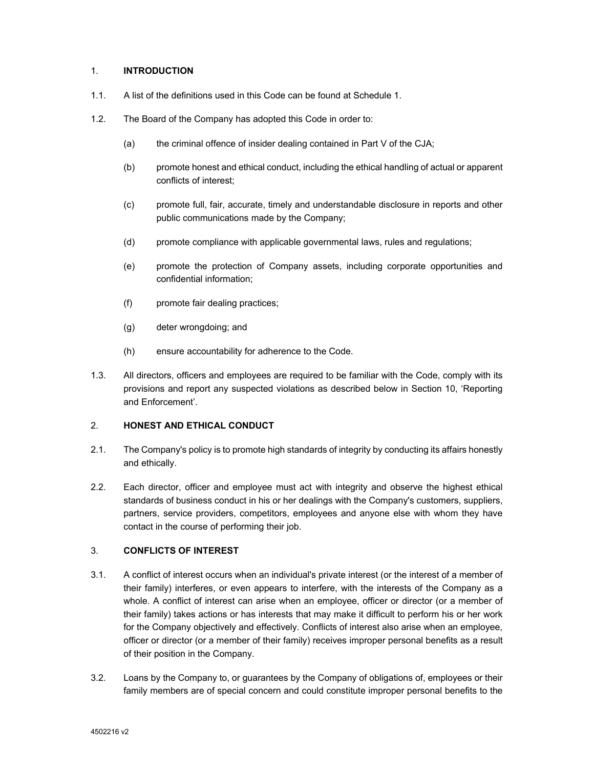## 1. INTRODUCTION

1.1. A list of the definitions used in this Code can be found at Schedule 1.

1.2. The Board of the Company has adopted this Code in order to:

(a) the criminal offence of insider dealing contained in Part V of the CJA;

(b) promote honest and ethical conduct, including the ethical handling of actual or apparent conflicts of interest;

(c) promote full, fair, accurate, timely and understandable disclosure in reports and other public communications made by the Company;

(d) promote compliance with applicable governmental laws, rules and regulations;

(e) promote the protection of Company assets, including corporate opportunities and confidential information;

(f) promote fair dealing practices;

(g) deter wrongdoing; and

(h) ensure accountability for adherence to the Code.

1.3. All directors, officers and employees are required to be familiar with the Code, comply with its provisions and report any suspected violations as described below in Section 10, 'Reporting and Enforcement'.

## 2. HONEST AND ETHICAL CONDUCT

2.1. The Company's policy is to promote high standards of integrity by conducting its affairs honestly and ethically.

2.2. Each director, officer and employee must act with integrity and observe the highest ethical standards of business conduct in his or her dealings with the Company's customers, suppliers, partners, service providers, competitors, employees and anyone else with whom they have contact in the course of performing their job.

## 3. CONFLICTS OF INTEREST

3.1. A conflict of interest occurs when an individual's private interest (or the interest of a member of their family) interferes, or even appears to interfere, with the interests of the Company as a whole. A conflict of interest can arise when an employee, officer or director (or a member of their family) takes actions or has interests that may make it difficult to perform his or her work for the Company objectively and effectively. Conflicts of interest also arise when an employee, officer or director (or a member of their family) receives improper personal benefits as a result of their position in the Company.

3.2. Loans by the Company to, or guarantees by the Company of obligations of, employees or their family members are of special concern and could constitute improper personal benefits to the

4502216 v2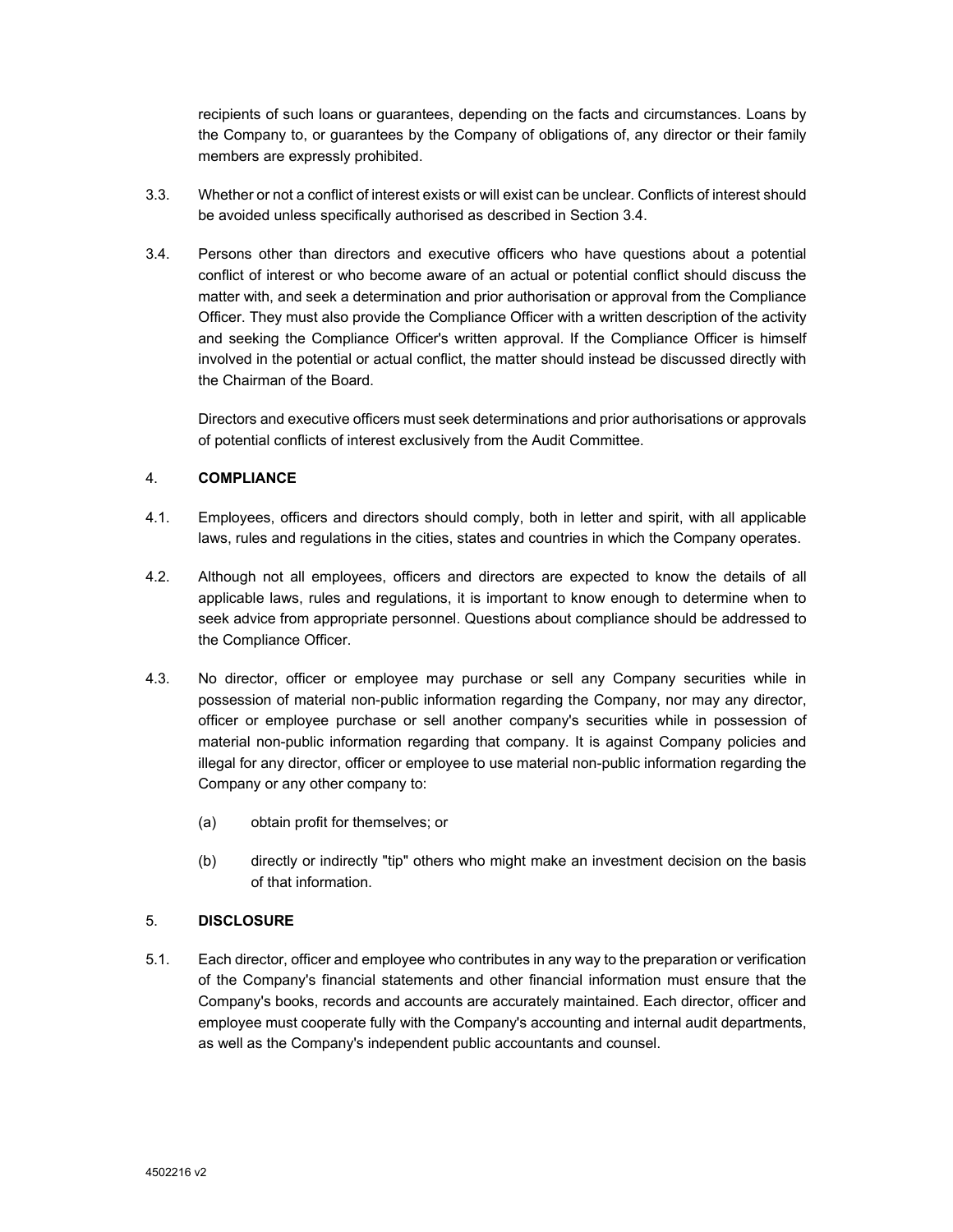recipients of such loans or guarantees, depending on the facts and circumstances. Loans by the Company to, or guarantees by the Company of obligations of, any director or their family members are expressly prohibited.

3.3. Whether or not a conflict of interest exists or will exist can be unclear. Conflicts of interest should be avoided unless specifically authorised as described in Section 3.4.

3.4. Persons other than directors and executive officers who have questions about a potential conflict of interest or who become aware of an actual or potential conflict should discuss the matter with, and seek a determination and prior authorisation or approval from the Compliance Officer. They must also provide the Compliance Officer with a written description of the activity and seeking the Compliance Officer's written approval. If the Compliance Officer is himself involved in the potential or actual conflict, the matter should instead be discussed directly with the Chairman of the Board.

Directors and executive officers must seek determinations and prior authorisations or approvals of potential conflicts of interest exclusively from the Audit Committee.

## 4. **COMPLIANCE**

4.1. Employees, officers and directors should comply, both in letter and spirit, with all applicable laws, rules and regulations in the cities, states and countries in which the Company operates.

4.2. Although not all employees, officers and directors are expected to know the details of all applicable laws, rules and regulations, it is important to know enough to determine when to seek advice from appropriate personnel. Questions about compliance should be addressed to the Compliance Officer.

4.3. No director, officer or employee may purchase or sell any Company securities while in possession of material non-public information regarding the Company, nor may any director, officer or employee purchase or sell another company's securities while in possession of material non-public information regarding that company. It is against Company policies and illegal for any director, officer or employee to use material non-public information regarding the Company or any other company to:

(a) obtain profit for themselves; or

(b) directly or indirectly "tip" others who might make an investment decision on the basis of that information.

## 5. **DISCLOSURE**

5.1. Each director, officer and employee who contributes in any way to the preparation or verification of the Company's financial statements and other financial information must ensure that the Company's books, records and accounts are accurately maintained. Each director, officer and employee must cooperate fully with the Company's accounting and internal audit departments, as well as the Company's independent public accountants and counsel.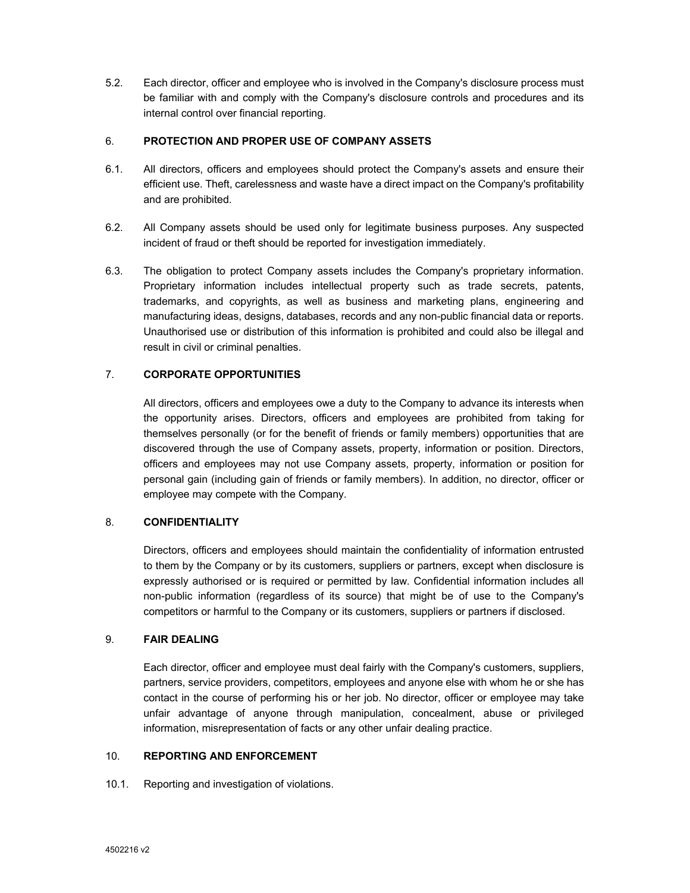5.2. Each director, officer and employee who is involved in the Company's disclosure process must be familiar with and comply with the Company's disclosure controls and procedures and its internal control over financial reporting.

## 6. PROTECTION AND PROPER USE OF COMPANY ASSETS

6.1. All directors, officers and employees should protect the Company's assets and ensure their efficient use. Theft, carelessness and waste have a direct impact on the Company's profitability and are prohibited.

6.2. All Company assets should be used only for legitimate business purposes. Any suspected incident of fraud or theft should be reported for investigation immediately.

6.3. The obligation to protect Company assets includes the Company's proprietary information. Proprietary information includes intellectual property such as trade secrets, patents, trademarks, and copyrights, as well as business and marketing plans, engineering and manufacturing ideas, designs, databases, records and any non-public financial data or reports. Unauthorised use or distribution of this information is prohibited and could also be illegal and result in civil or criminal penalties.

## 7. CORPORATE OPPORTUNITIES

All directors, officers and employees owe a duty to the Company to advance its interests when the opportunity arises. Directors, officers and employees are prohibited from taking for themselves personally (or for the benefit of friends or family members) opportunities that are discovered through the use of Company assets, property, information or position. Directors, officers and employees may not use Company assets, property, information or position for personal gain (including gain of friends or family members). In addition, no director, officer or employee may compete with the Company.

## 8. CONFIDENTIALITY

Directors, officers and employees should maintain the confidentiality of information entrusted to them by the Company or by its customers, suppliers or partners, except when disclosure is expressly authorised or is required or permitted by law. Confidential information includes all non-public information (regardless of its source) that might be of use to the Company's competitors or harmful to the Company or its customers, suppliers or partners if disclosed.

## 9. FAIR DEALING

Each director, officer and employee must deal fairly with the Company's customers, suppliers, partners, service providers, competitors, employees and anyone else with whom he or she has contact in the course of performing his or her job. No director, officer or employee may take unfair advantage of anyone through manipulation, concealment, abuse or privileged information, misrepresentation of facts or any other unfair dealing practice.

## 10. REPORTING AND ENFORCEMENT

10.1. Reporting and investigation of violations.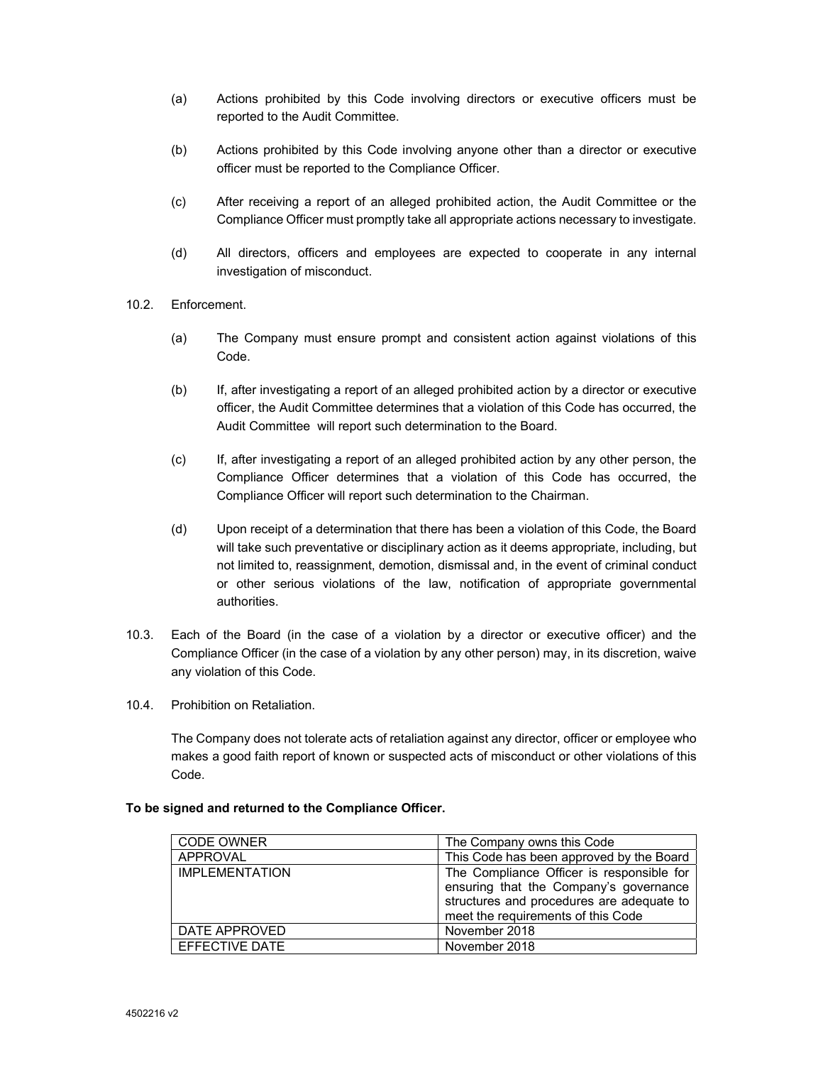(a) Actions prohibited by this Code involving directors or executive officers must be reported to the Audit Committee.

(b) Actions prohibited by this Code involving anyone other than a director or executive officer must be reported to the Compliance Officer.

(c) After receiving a report of an alleged prohibited action, the Audit Committee or the Compliance Officer must promptly take all appropriate actions necessary to investigate.

(d) All directors, officers and employees are expected to cooperate in any internal investigation of misconduct.

10.2. Enforcement.

(a) The Company must ensure prompt and consistent action against violations of this Code.

(b) If, after investigating a report of an alleged prohibited action by a director or executive officer, the Audit Committee determines that a violation of this Code has occurred, the Audit Committee will report such determination to the Board.

(c) If, after investigating a report of an alleged prohibited action by any other person, the Compliance Officer determines that a violation of this Code has occurred, the Compliance Officer will report such determination to the Chairman.

(d) Upon receipt of a determination that there has been a violation of this Code, the Board will take such preventative or disciplinary action as it deems appropriate, including, but not limited to, reassignment, demotion, dismissal and, in the event of criminal conduct or other serious violations of the law, notification of appropriate governmental authorities.

10.3. Each of the Board (in the case of a violation by a director or executive officer) and the Compliance Officer (in the case of a violation by any other person) may, in its discretion, waive any violation of this Code.

10.4. Prohibition on Retaliation.

The Company does not tolerate acts of retaliation against any director, officer or employee who makes a good faith report of known or suspected acts of misconduct or other violations of this Code.

**To be signed and returned to the Compliance Officer.**

| | |
|---|---|
| CODE OWNER | The Company owns this Code |
| APPROVAL | This Code has been approved by the Board |
| IMPLEMENTATION | The Compliance Officer is responsible for ensuring that the Company's governance structures and procedures are adequate to meet the requirements of this Code |
| DATE APPROVED | November 2018 |
| EFFECTIVE DATE | November 2018 |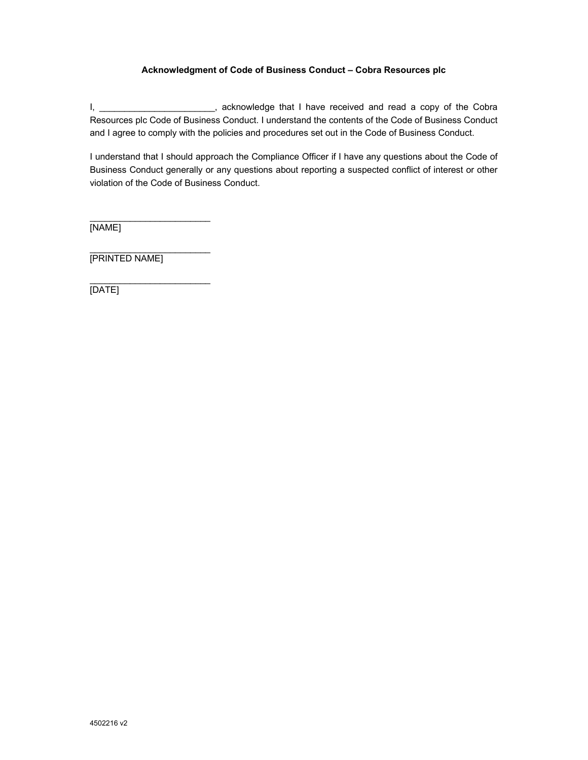**Acknowledgment of Code of Business Conduct – Cobra Resources plc**

I, _______________________, acknowledge that I have received and read a copy of the Cobra Resources plc Code of Business Conduct. I understand the contents of the Code of Business Conduct and I agree to comply with the policies and procedures set out in the Code of Business Conduct.

I understand that I should approach the Compliance Officer if I have any questions about the Code of Business Conduct generally or any questions about reporting a suspected conflict of interest or other violation of the Code of Business Conduct.

________________________
[NAME]

________________________
[PRINTED NAME]

________________________
[DATE]

4502216 v2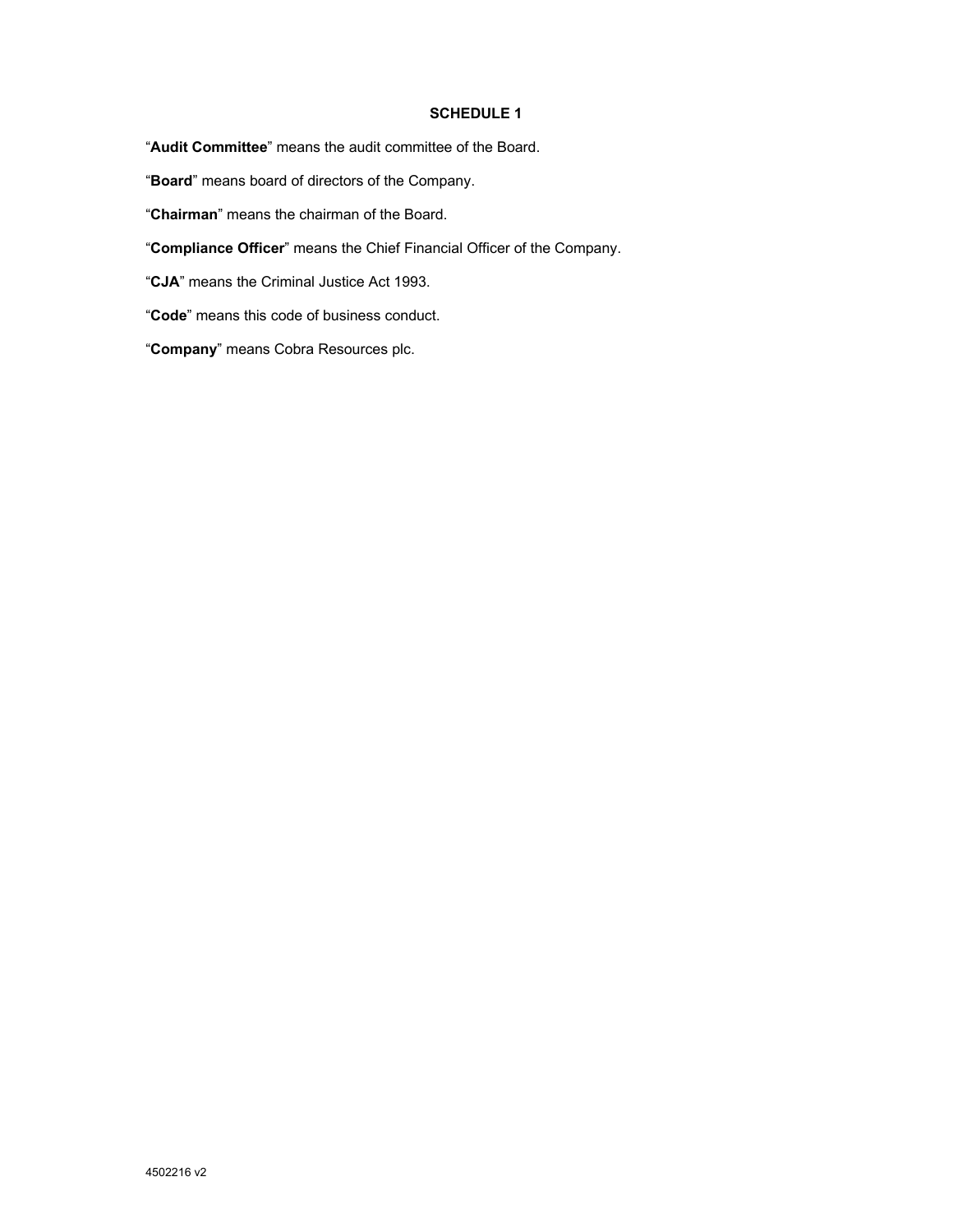## SCHEDULE 1

"**Audit Committee**" means the audit committee of the Board.

"**Board**" means board of directors of the Company.

"**Chairman**" means the chairman of the Board.

"**Compliance Officer**" means the Chief Financial Officer of the Company.

"**CJA**" means the Criminal Justice Act 1993.

"**Code**" means this code of business conduct.

"**Company**" means Cobra Resources plc.

4502216 v2